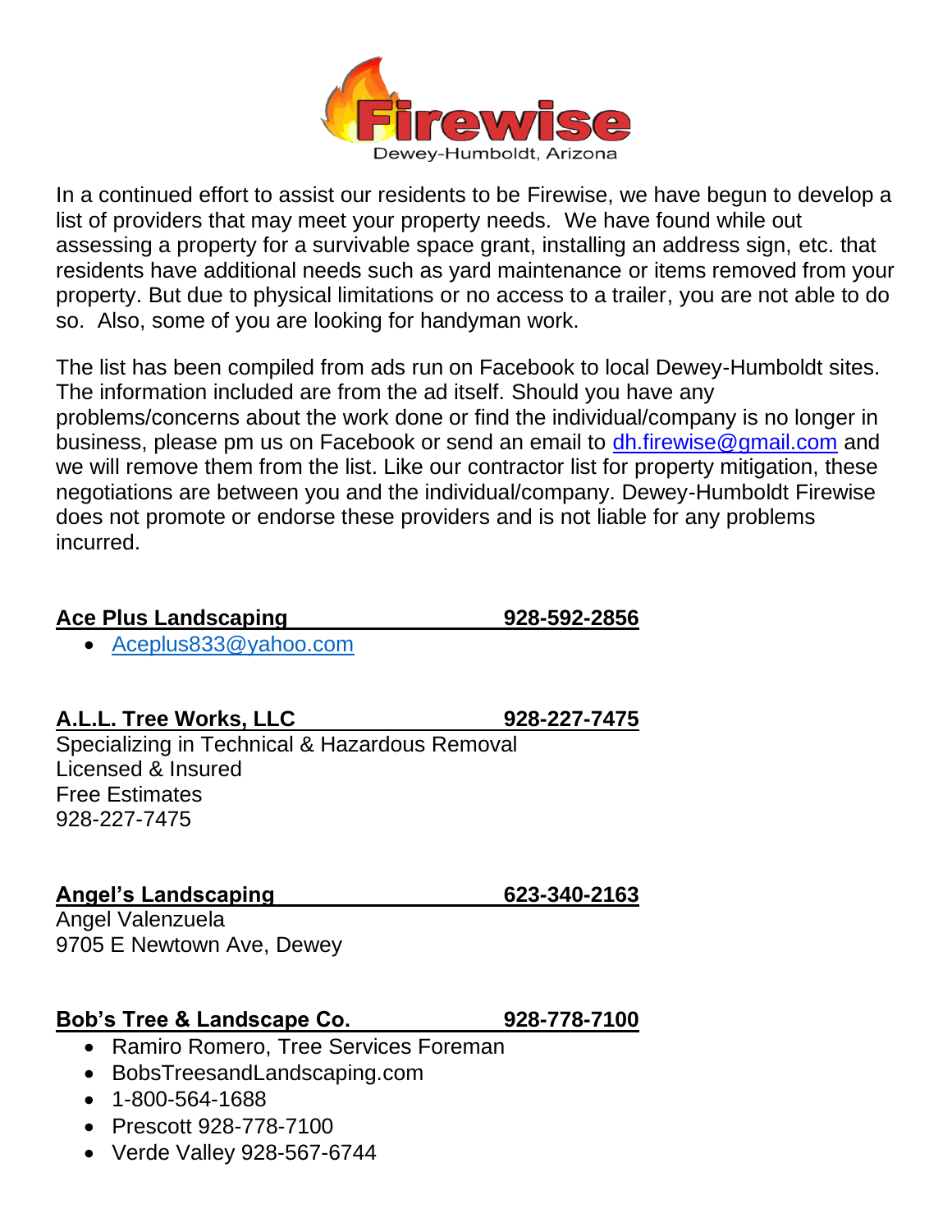# Firewise

Dewey-Humboldt, Arizona

In a continued effort to assist our residents to be Firewise, we have begun to develop a list of providers that may meet your property needs. We have found while out assessing a property for a survivable space grant, installing an address sign, etc. that residents have additional needs such as yard maintenance or items removed from your property. But due to physical limitations or no access to a trailer, you are not able to do so. Also, some of you are looking for handyman work.

The list has been compiled from ads run on Facebook to local Dewey-Humboldt sites. The information included are from the ad itself. Should you have any problems/concerns about the work done or find the individual/company is no longer in business, please pm us on Facebook or send an email to dh.firewise@gmail.com and we will remove them from the list. Like our contractor list for property mitigation, these negotiations are between you and the individual/company. Dewey-Humboldt Firewise does not promote or endorse these providers and is not liable for any problems incurred.

**Ace Plus Landscaping — 928-592-2856**

- Aceplus833@yahoo.com

**A.L.L. Tree Works, LLC — 928-227-7475**

Specializing in Technical & Hazardous Removal
Licensed & Insured
Free Estimates
928-227-7475

**Angel's Landscaping — 623-340-2163**

Angel Valenzuela
9705 E Newtown Ave, Dewey

**Bob's Tree & Landscape Co. — 928-778-7100**

- Ramiro Romero, Tree Services Foreman
- BobsTreesandLandscaping.com
- 1-800-564-1688
- Prescott 928-778-7100
- Verde Valley 928-567-6744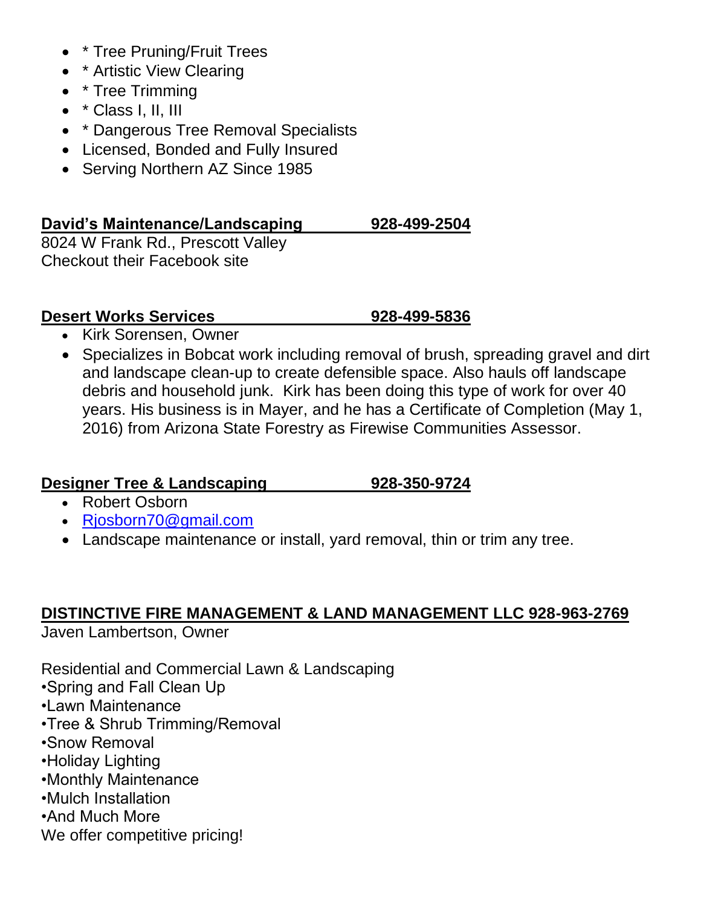- * Tree Pruning/Fruit Trees
- * Artistic View Clearing
- * Tree Trimming
- * Class I, II, III
- * Dangerous Tree Removal Specialists
- Licensed, Bonded and Fully Insured
- Serving Northern AZ Since 1985

**David's Maintenance/Landscaping 928-499-2504**

8024 W Frank Rd., Prescott Valley
Checkout their Facebook site

**Desert Works Services 928-499-5836**

- Kirk Sorensen, Owner
- Specializes in Bobcat work including removal of brush, spreading gravel and dirt and landscape clean-up to create defensible space. Also hauls off landscape debris and household junk. Kirk has been doing this type of work for over 40 years. His business is in Mayer, and he has a Certificate of Completion (May 1, 2016) from Arizona State Forestry as Firewise Communities Assessor.

**Designer Tree & Landscaping 928-350-9724**

- Robert Osborn
- [Rjosborn70@gmail.com](mailto:Rjosborn70@gmail.com)
- Landscape maintenance or install, yard removal, thin or trim any tree.

**DISTINCTIVE FIRE MANAGEMENT & LAND MANAGEMENT LLC 928-963-2769**

Javen Lambertson, Owner

Residential and Commercial Lawn & Landscaping
•Spring and Fall Clean Up
•Lawn Maintenance
•Tree & Shrub Trimming/Removal
•Snow Removal
•Holiday Lighting
•Monthly Maintenance
•Mulch Installation
•And Much More
We offer competitive pricing!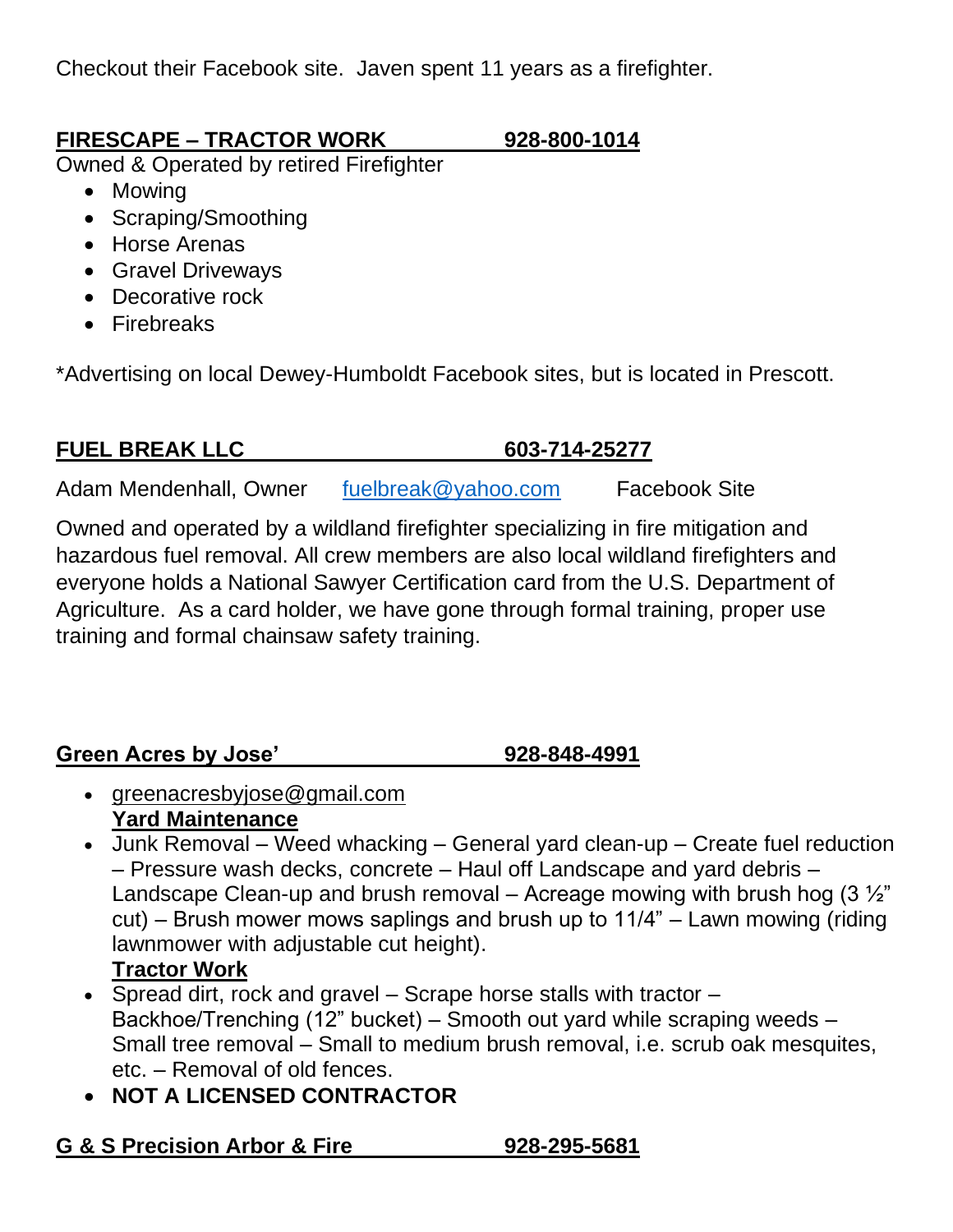Checkout their Facebook site. Javen spent 11 years as a firefighter.

## FIRESCAPE – TRACTOR WORK 928-800-1014

Owned & Operated by retired Firefighter

- Mowing
- Scraping/Smoothing
- Horse Arenas
- Gravel Driveways
- Decorative rock
- Firebreaks

*Advertising on local Dewey-Humboldt Facebook sites, but is located in Prescott.

## FUEL BREAK LLC 603-714-25277

Adam Mendenhall, Owner    fuelbreak@yahoo.com    Facebook Site

Owned and operated by a wildland firefighter specializing in fire mitigation and hazardous fuel removal. All crew members are also local wildland firefighters and everyone holds a National Sawyer Certification card from the U.S. Department of Agriculture. As a card holder, we have gone through formal training, proper use training and formal chainsaw safety training.

## Green Acres by Jose' 928-848-4991

- greenacresbyjose@gmail.com
  **Yard Maintenance**
- Junk Removal – Weed whacking – General yard clean-up – Create fuel reduction – Pressure wash decks, concrete – Haul off Landscape and yard debris – Landscape Clean-up and brush removal – Acreage mowing with brush hog (3 ½" cut) – Brush mower mows saplings and brush up to 11/4" – Lawn mowing (riding lawnmower with adjustable cut height).
  **Tractor Work**
- Spread dirt, rock and gravel – Scrape horse stalls with tractor – Backhoe/Trenching (12" bucket) – Smooth out yard while scraping weeds – Small tree removal – Small to medium brush removal, i.e. scrub oak mesquites, etc. – Removal of old fences.
- **NOT A LICENSED CONTRACTOR**

## G & S Precision Arbor & Fire 928-295-5681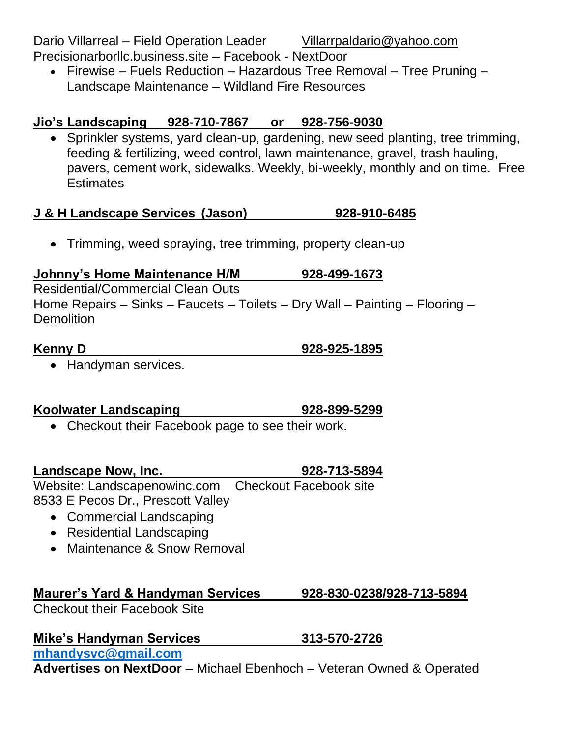Dario Villarreal – Field Operation Leader Villarrpaldario@yahoo.com
Precisionarborllc.business.site – Facebook - NextDoor

- Firewise – Fuels Reduction – Hazardous Tree Removal – Tree Pruning – Landscape Maintenance – Wildland Fire Resources

**Jio's Landscaping 928-710-7867 or 928-756-9030**

- Sprinkler systems, yard clean-up, gardening, new seed planting, tree trimming, feeding & fertilizing, weed control, lawn maintenance, gravel, trash hauling, pavers, cement work, sidewalks. Weekly, bi-weekly, monthly and on time. Free Estimates

**J & H Landscape Services (Jason) 928-910-6485**

- Trimming, weed spraying, tree trimming, property clean-up

**Johnny's Home Maintenance H/M 928-499-1673**

Residential/Commercial Clean Outs
Home Repairs – Sinks – Faucets – Toilets – Dry Wall – Painting – Flooring – Demolition

**Kenny D 928-925-1895**

- Handyman services.

**Koolwater Landscaping 928-899-5299**

- Checkout their Facebook page to see their work.

**Landscape Now, Inc. 928-713-5894**

Website: Landscapenowinc.com Checkout Facebook site
8533 E Pecos Dr., Prescott Valley

- Commercial Landscaping
- Residential Landscaping
- Maintenance & Snow Removal

**Maurer's Yard & Handyman Services 928-830-0238/928-713-5894**

Checkout their Facebook Site

**Mike's Handyman Services 313-570-2726**

**mhandysvc@gmail.com**

**Advertises on NextDoor** – Michael Ebenhoch – Veteran Owned & Operated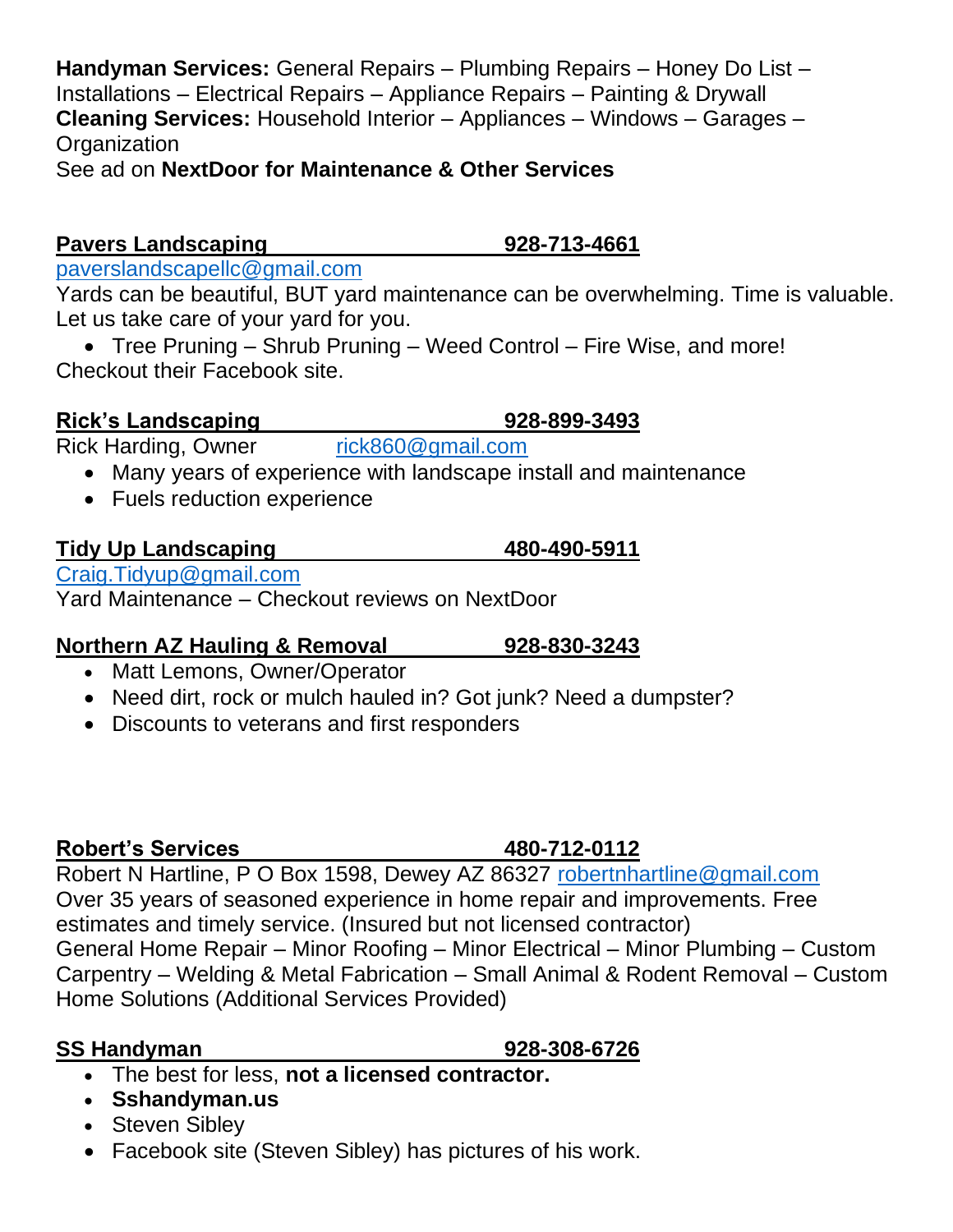**Handyman Services:** General Repairs – Plumbing Repairs – Honey Do List – Installations – Electrical Repairs – Appliance Repairs – Painting & Drywall
**Cleaning Services:** Household Interior – Appliances – Windows – Garages – Organization
See ad on **NextDoor for Maintenance & Other Services**

**Pavers Landscaping 928-713-4661**
paverslandscapellc@gmail.com
Yards can be beautiful, BUT yard maintenance can be overwhelming. Time is valuable. Let us take care of your yard for you.

- Tree Pruning – Shrub Pruning – Weed Control – Fire Wise, and more!

Checkout their Facebook site.

**Rick's Landscaping 928-899-3493**
Rick Harding, Owner rick860@gmail.com

- Many years of experience with landscape install and maintenance
- Fuels reduction experience

**Tidy Up Landscaping 480-490-5911**
Craig.Tidyup@gmail.com
Yard Maintenance – Checkout reviews on NextDoor

**Northern AZ Hauling & Removal 928-830-3243**

- Matt Lemons, Owner/Operator
- Need dirt, rock or mulch hauled in? Got junk? Need a dumpster?
- Discounts to veterans and first responders

**Robert's Services 480-712-0112**
Robert N Hartline, P O Box 1598, Dewey AZ 86327 robertnhartline@gmail.com
Over 35 years of seasoned experience in home repair and improvements. Free estimates and timely service. (Insured but not licensed contractor)
General Home Repair – Minor Roofing – Minor Electrical – Minor Plumbing – Custom Carpentry – Welding & Metal Fabrication – Small Animal & Rodent Removal – Custom Home Solutions (Additional Services Provided)

**SS Handyman 928-308-6726**

- The best for less, **not a licensed contractor.**
- **Sshandyman.us**
- Steven Sibley
- Facebook site (Steven Sibley) has pictures of his work.